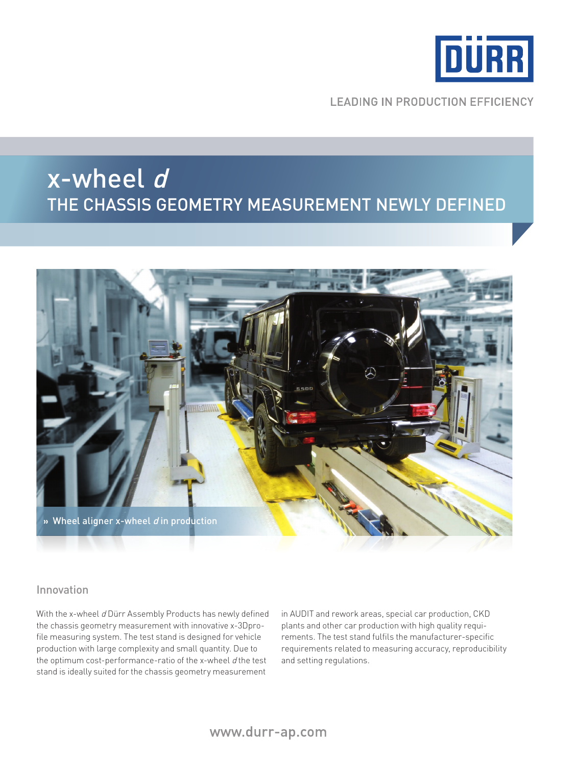LEADING IN PRODUCTION EFFICIENCY

# x-wheel *d*

## THE CHASSIS GEOMETRY MEASUREMENT NEWLY DEFINED

» Wheel aligner x-wheel *d* in production

### Innovation

With the x-wheel *d* Dürr Assembly Products has newly defined the chassis geometry measurement with innovative x-3Dprofile measuring system. The test stand is designed for vehicle production with large complexity and small quantity. Due to the optimum cost-performance-ratio of the x-wheel *d* the test stand is ideally suited for the chassis geometry measurement in AUDIT and rework areas, special car production, CKD plants and other car production with high quality requirements. The test stand fulfils the manufacturer-specific requirements related to measuring accuracy, reproducibility and setting regulations.

www.durr-ap.com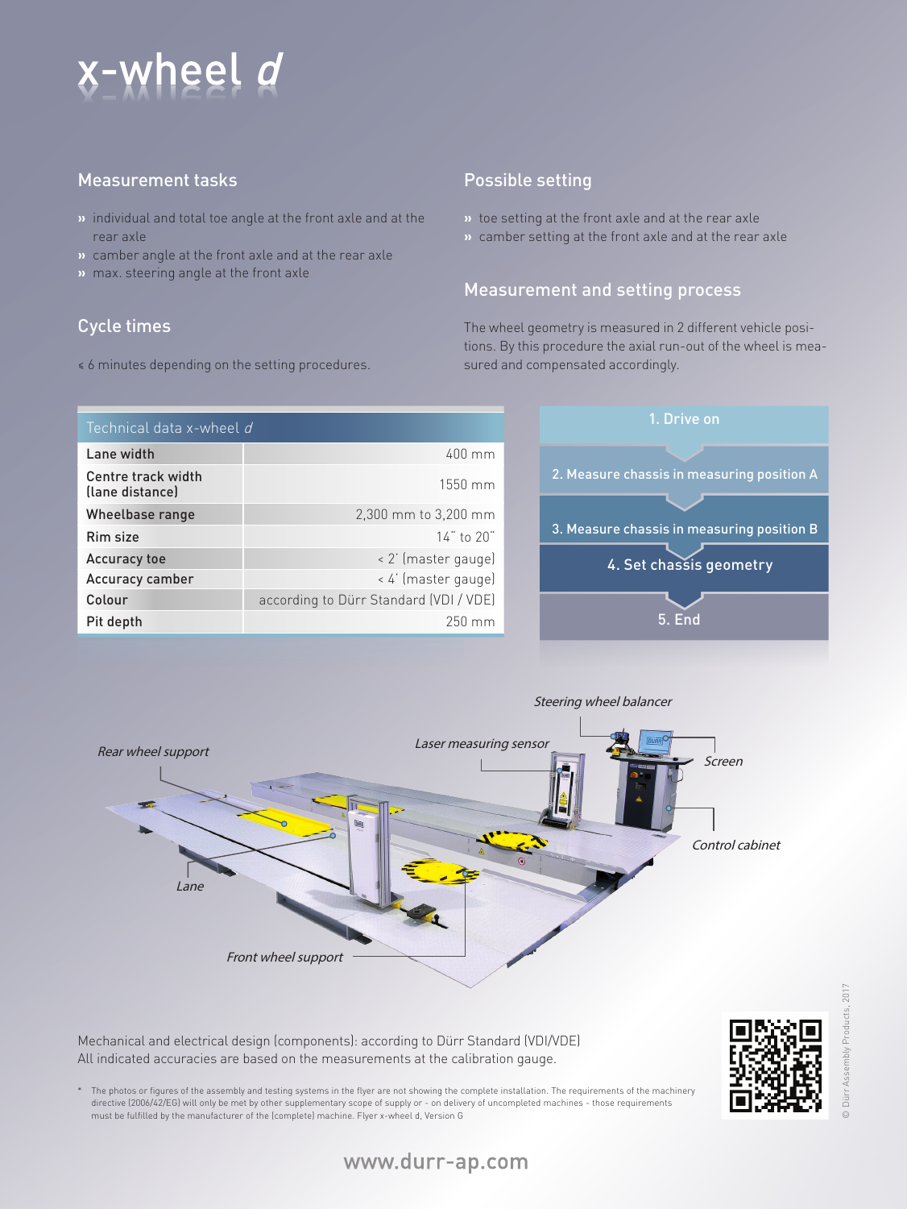# x-wheel *d*

## Measurement tasks

- individual and total toe angle at the front axle and at the rear axle
- camber angle at the front axle and at the rear axle
- max. steering angle at the front axle

## Cycle times

≤ 6 minutes depending on the setting procedures.

## Possible setting

- toe setting at the front axle and at the rear axle
- camber setting at the front axle and at the rear axle

## Measurement and setting process

The wheel geometry is measured in 2 different vehicle positions. By this procedure the axial run-out of the wheel is measured and compensated accordingly.

| Technical data x-wheel *d* | |
|---|---|
| Lane width | 400 mm |
| Centre track width (lane distance) | 1550 mm |
| Wheelbase range | 2,300 mm to 3,200 mm |
| Rim size | 14" to 20" |
| Accuracy toe | < 2' (master gauge) |
| Accuracy camber | < 4' (master gauge) |
| Colour | according to Dürr Standard (VDI / VDE) |
| Pit depth | 250 mm |

1. Drive on
2. Measure chassis in measuring position A
3. Measure chassis in measuring position B
4. Set chassis geometry
5. End

*Steering wheel balancer*
*Rear wheel support*
*Laser measuring sensor*
*Screen*
*Control cabinet*
*Lane*
*Front wheel support*

Mechanical and electrical design (components): according to Dürr Standard (VDI/VDE)
All indicated accuracies are based on the measurements at the calibration gauge.

\* The photos or figures of the assembly and testing systems in the flyer are not showing the complete installation. The requirements of the machinery directive (2006/42/EG) will only be met by other supplementary scope of supply or - on delivery of uncompleted machines - those requirements must be fulfilled by the manufacturer of the (complete) machine. Flyer x-wheel d, Version G

© Dürr Assembly Products, 2017

www.durr-ap.com